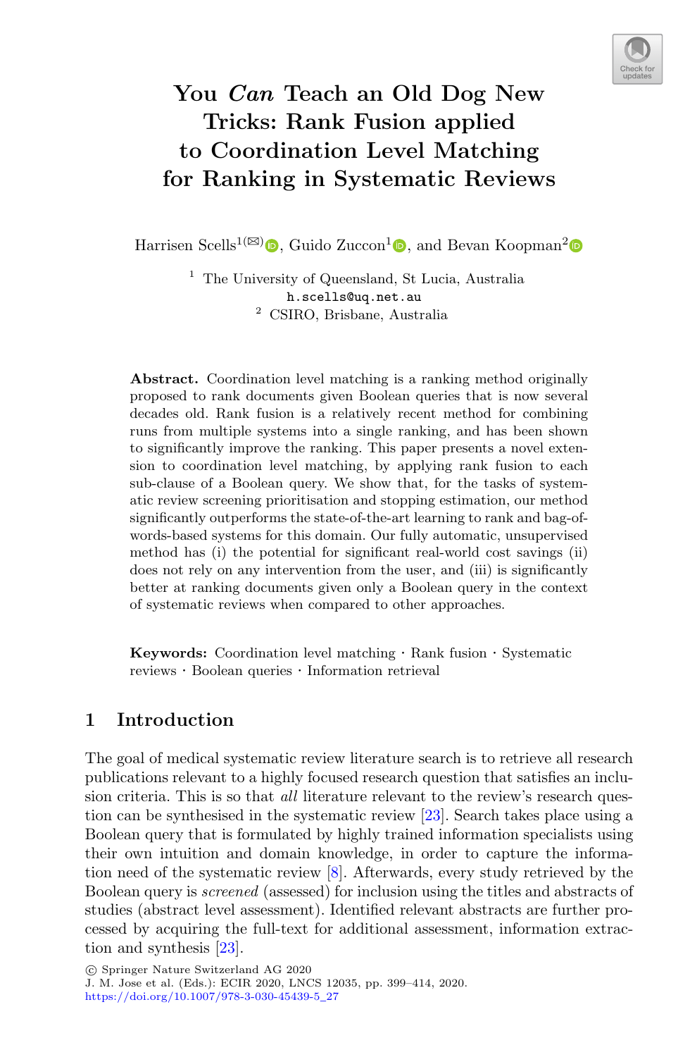# You *Can* Teach an Old Dog New Tricks: Rank Fusion applied to Coordination Level Matching for Ranking in Systematic Reviews

Harrisen Scells[1](✉), Guido Zuccon[1], and Bevan Koopman[2]

[1] The University of Queensland, St Lucia, Australia
h.scells@uq.net.au
[2] CSIRO, Brisbane, Australia

**Abstract.** Coordination level matching is a ranking method originally proposed to rank documents given Boolean queries that is now several decades old. Rank fusion is a relatively recent method for combining runs from multiple systems into a single ranking, and has been shown to significantly improve the ranking. This paper presents a novel extension to coordination level matching, by applying rank fusion to each sub-clause of a Boolean query. We show that, for the tasks of systematic review screening prioritisation and stopping estimation, our method significantly outperforms the state-of-the-art learning to rank and bag-of-words-based systems for this domain. Our fully automatic, unsupervised method has (i) the potential for significant real-world cost savings (ii) does not rely on any intervention from the user, and (iii) is significantly better at ranking documents given only a Boolean query in the context of systematic reviews when compared to other approaches.

**Keywords:** Coordination level matching · Rank fusion · Systematic reviews · Boolean queries · Information retrieval

## 1 Introduction

The goal of medical systematic review literature search is to retrieve all research publications relevant to a highly focused research question that satisfies an inclusion criteria. This is so that *all* literature relevant to the review's research question can be synthesised in the systematic review [23]. Search takes place using a Boolean query that is formulated by highly trained information specialists using their own intuition and domain knowledge, in order to capture the information need of the systematic review [8]. Afterwards, every study retrieved by the Boolean query is *screened* (assessed) for inclusion using the titles and abstracts of studies (abstract level assessment). Identified relevant abstracts are further processed by acquiring the full-text for additional assessment, information extraction and synthesis [23].

© Springer Nature Switzerland AG 2020
J. M. Jose et al. (Eds.): ECIR 2020, LNCS 12035, pp. 399–414, 2020.
https://doi.org/10.1007/978-3-030-45439-5_27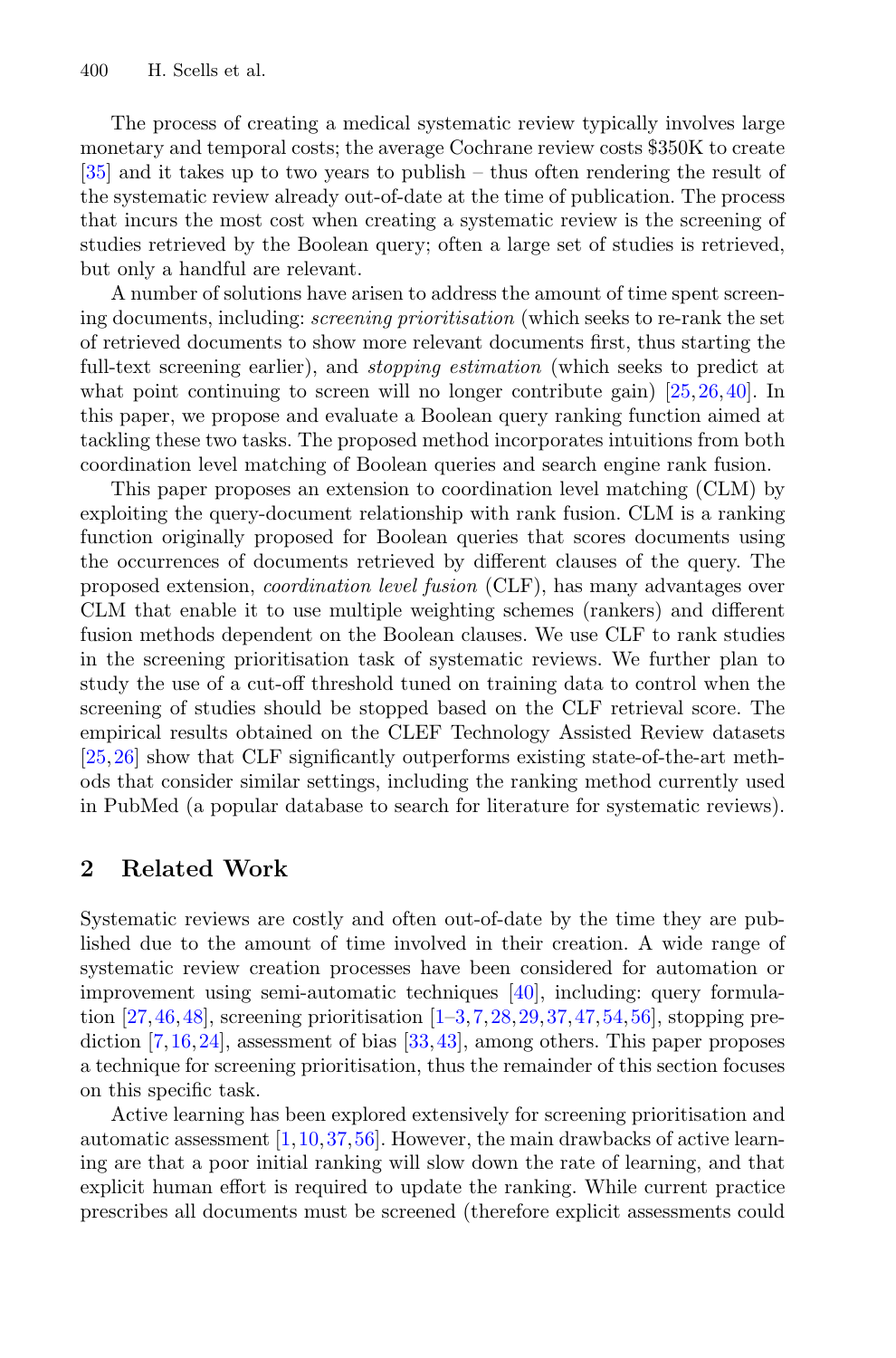The process of creating a medical systematic review typically involves large monetary and temporal costs; the average Cochrane review costs $350K to create [35] and it takes up to two years to publish – thus often rendering the result of the systematic review already out-of-date at the time of publication. The process that incurs the most cost when creating a systematic review is the screening of studies retrieved by the Boolean query; often a large set of studies is retrieved, but only a handful are relevant.

A number of solutions have arisen to address the amount of time spent screening documents, including: *screening prioritisation* (which seeks to re-rank the set of retrieved documents to show more relevant documents first, thus starting the full-text screening earlier), and *stopping estimation* (which seeks to predict at what point continuing to screen will no longer contribute gain) [25,26,40]. In this paper, we propose and evaluate a Boolean query ranking function aimed at tackling these two tasks. The proposed method incorporates intuitions from both coordination level matching of Boolean queries and search engine rank fusion.

This paper proposes an extension to coordination level matching (CLM) by exploiting the query-document relationship with rank fusion. CLM is a ranking function originally proposed for Boolean queries that scores documents using the occurrences of documents retrieved by different clauses of the query. The proposed extension, *coordination level fusion* (CLF), has many advantages over CLM that enable it to use multiple weighting schemes (rankers) and different fusion methods dependent on the Boolean clauses. We use CLF to rank studies in the screening prioritisation task of systematic reviews. We further plan to study the use of a cut-off threshold tuned on training data to control when the screening of studies should be stopped based on the CLF retrieval score. The empirical results obtained on the CLEF Technology Assisted Review datasets [25,26] show that CLF significantly outperforms existing state-of-the-art methods that consider similar settings, including the ranking method currently used in PubMed (a popular database to search for literature for systematic reviews).

## 2 Related Work

Systematic reviews are costly and often out-of-date by the time they are published due to the amount of time involved in their creation. A wide range of systematic review creation processes have been considered for automation or improvement using semi-automatic techniques [40], including: query formulation [27,46,48], screening prioritisation [1–3,7,28,29,37,47,54,56], stopping prediction [7,16,24], assessment of bias [33,43], among others. This paper proposes a technique for screening prioritisation, thus the remainder of this section focuses on this specific task.

Active learning has been explored extensively for screening prioritisation and automatic assessment [1,10,37,56]. However, the main drawbacks of active learning are that a poor initial ranking will slow down the rate of learning, and that explicit human effort is required to update the ranking. While current practice prescribes all documents must be screened (therefore explicit assessments could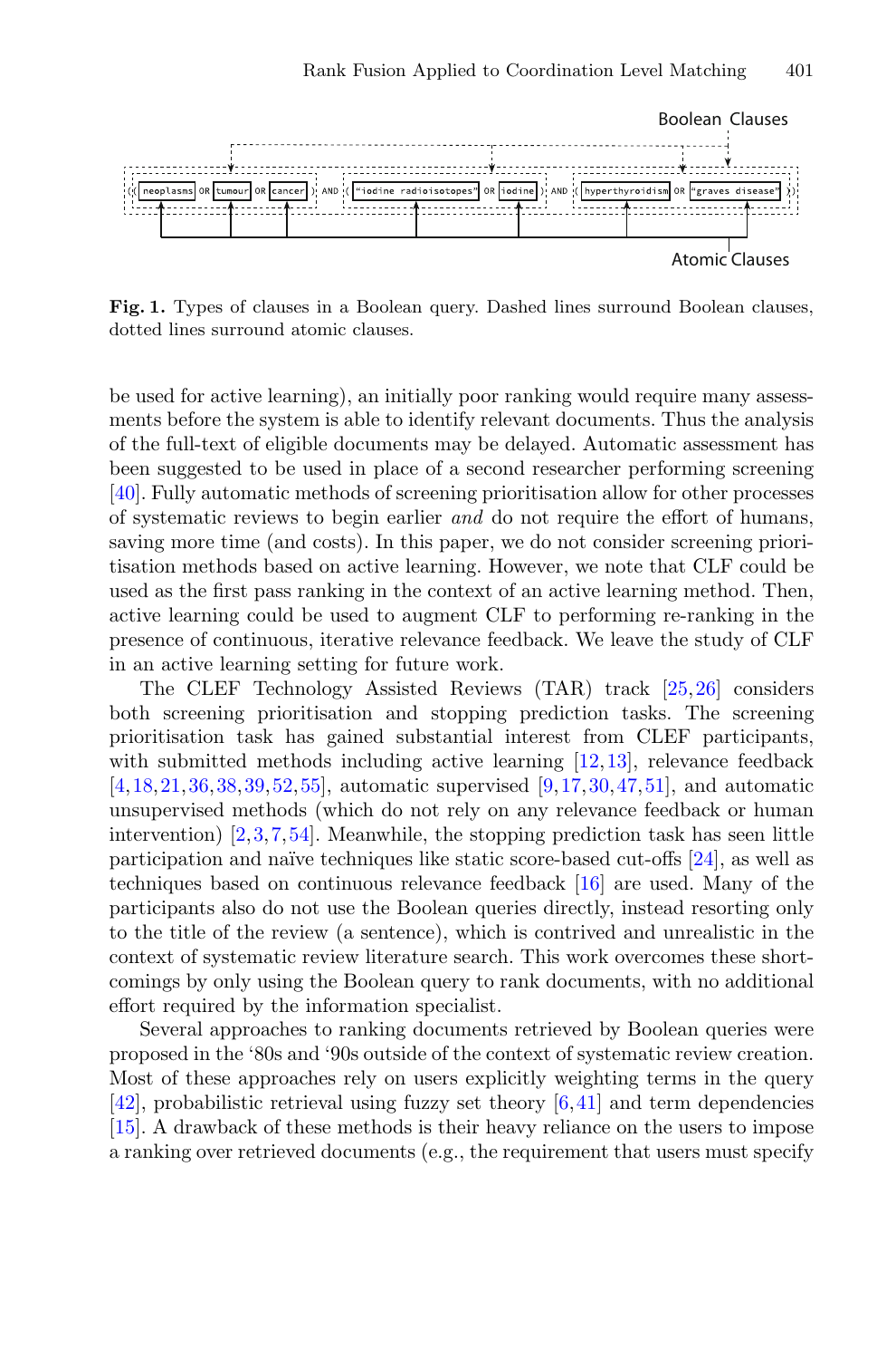Boolean Clauses

((neoplasms OR tumour OR cancer) AND ("iodine radioisotopes" OR iodine) AND (hyperthyroidism OR "graves disease"))

Atomic Clauses

**Fig. 1.** Types of clauses in a Boolean query. Dashed lines surround Boolean clauses, dotted lines surround atomic clauses.

be used for active learning), an initially poor ranking would require many assessments before the system is able to identify relevant documents. Thus the analysis of the full-text of eligible documents may be delayed. Automatic assessment has been suggested to be used in place of a second researcher performing screening [40]. Fully automatic methods of screening prioritisation allow for other processes of systematic reviews to begin earlier *and* do not require the effort of humans, saving more time (and costs). In this paper, we do not consider screening prioritisation methods based on active learning. However, we note that CLF could be used as the first pass ranking in the context of an active learning method. Then, active learning could be used to augment CLF to performing re-ranking in the presence of continuous, iterative relevance feedback. We leave the study of CLF in an active learning setting for future work.

The CLEF Technology Assisted Reviews (TAR) track [25,26] considers both screening prioritisation and stopping prediction tasks. The screening prioritisation task has gained substantial interest from CLEF participants, with submitted methods including active learning [12,13], relevance feedback [4,18,21,36,38,39,52,55], automatic supervised [9,17,30,47,51], and automatic unsupervised methods (which do not rely on any relevance feedback or human intervention) [2,3,7,54]. Meanwhile, the stopping prediction task has seen little participation and naïve techniques like static score-based cut-offs [24], as well as techniques based on continuous relevance feedback [16] are used. Many of the participants also do not use the Boolean queries directly, instead resorting only to the title of the review (a sentence), which is contrived and unrealistic in the context of systematic review literature search. This work overcomes these shortcomings by only using the Boolean query to rank documents, with no additional effort required by the information specialist.

Several approaches to ranking documents retrieved by Boolean queries were proposed in the '80s and '90s outside of the context of systematic review creation. Most of these approaches rely on users explicitly weighting terms in the query [42], probabilistic retrieval using fuzzy set theory [6,41] and term dependencies [15]. A drawback of these methods is their heavy reliance on the users to impose a ranking over retrieved documents (e.g., the requirement that users must specify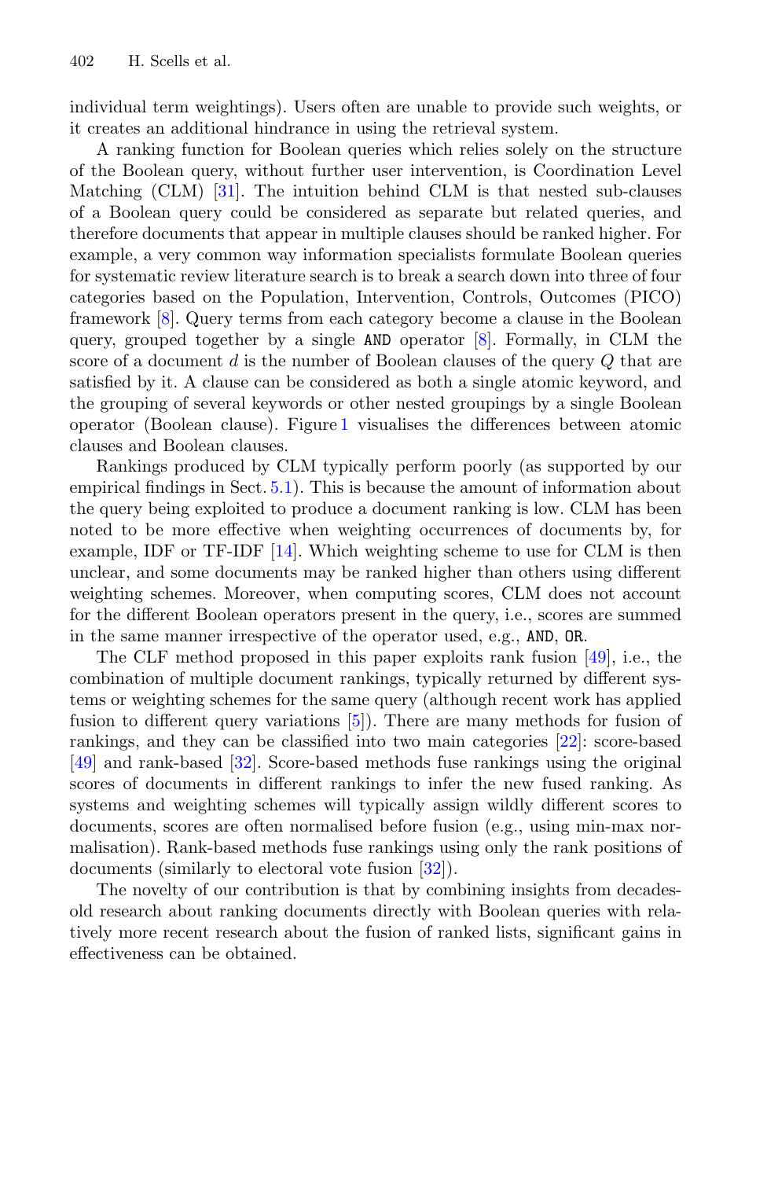individual term weightings). Users often are unable to provide such weights, or it creates an additional hindrance in using the retrieval system.

A ranking function for Boolean queries which relies solely on the structure of the Boolean query, without further user intervention, is Coordination Level Matching (CLM) [31]. The intuition behind CLM is that nested sub-clauses of a Boolean query could be considered as separate but related queries, and therefore documents that appear in multiple clauses should be ranked higher. For example, a very common way information specialists formulate Boolean queries for systematic review literature search is to break a search down into three of four categories based on the Population, Intervention, Controls, Outcomes (PICO) framework [8]. Query terms from each category become a clause in the Boolean query, grouped together by a single `AND` operator [8]. Formally, in CLM the score of a document $d$ is the number of Boolean clauses of the query $Q$ that are satisfied by it. A clause can be considered as both a single atomic keyword, and the grouping of several keywords or other nested groupings by a single Boolean operator (Boolean clause). Figure 1 visualises the differences between atomic clauses and Boolean clauses.

Rankings produced by CLM typically perform poorly (as supported by our empirical findings in Sect. 5.1). This is because the amount of information about the query being exploited to produce a document ranking is low. CLM has been noted to be more effective when weighting occurrences of documents by, for example, IDF or TF-IDF [14]. Which weighting scheme to use for CLM is then unclear, and some documents may be ranked higher than others using different weighting schemes. Moreover, when computing scores, CLM does not account for the different Boolean operators present in the query, i.e., scores are summed in the same manner irrespective of the operator used, e.g., `AND`, `OR`.

The CLF method proposed in this paper exploits rank fusion [49], i.e., the combination of multiple document rankings, typically returned by different systems or weighting schemes for the same query (although recent work has applied fusion to different query variations [5]). There are many methods for fusion of rankings, and they can be classified into two main categories [22]: score-based [49] and rank-based [32]. Score-based methods fuse rankings using the original scores of documents in different rankings to infer the new fused ranking. As systems and weighting schemes will typically assign wildly different scores to documents, scores are often normalised before fusion (e.g., using min-max normalisation). Rank-based methods fuse rankings using only the rank positions of documents (similarly to electoral vote fusion [32]).

The novelty of our contribution is that by combining insights from decades-old research about ranking documents directly with Boolean queries with relatively more recent research about the fusion of ranked lists, significant gains in effectiveness can be obtained.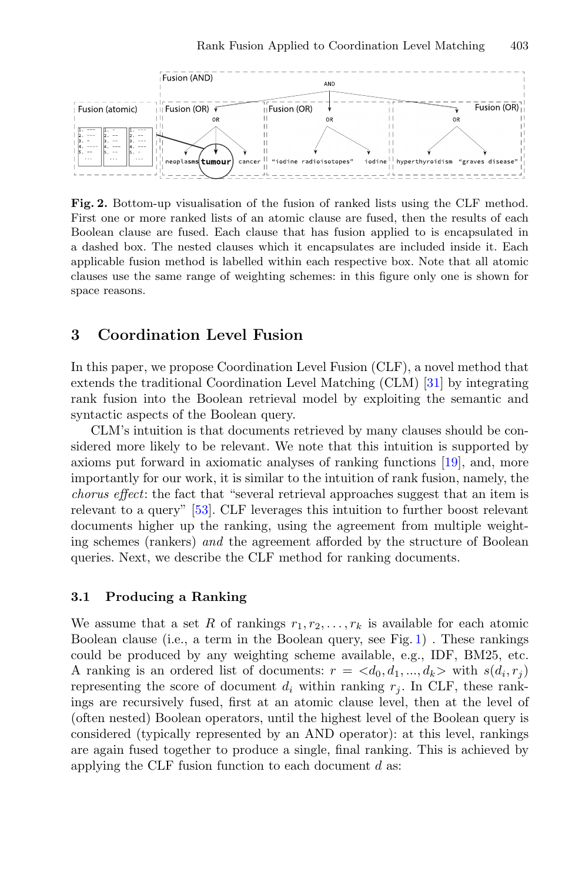**Fig. 2.** Bottom-up visualisation of the fusion of ranked lists using the CLF method. First one or more ranked lists of an atomic clause are fused, then the results of each Boolean clause are fused. Each clause that has fusion applied to is encapsulated in a dashed box. The nested clauses which it encapsulates are included inside it. Each applicable fusion method is labelled within each respective box. Note that all atomic clauses use the same range of weighting schemes: in this figure only one is shown for space reasons.

## 3 Coordination Level Fusion

In this paper, we propose Coordination Level Fusion (CLF), a novel method that extends the traditional Coordination Level Matching (CLM) [31] by integrating rank fusion into the Boolean retrieval model by exploiting the semantic and syntactic aspects of the Boolean query.

CLM's intuition is that documents retrieved by many clauses should be considered more likely to be relevant. We note that this intuition is supported by axioms put forward in axiomatic analyses of ranking functions [19], and, more importantly for our work, it is similar to the intuition of rank fusion, namely, the *chorus effect*: the fact that "several retrieval approaches suggest that an item is relevant to a query" [53]. CLF leverages this intuition to further boost relevant documents higher up the ranking, using the agreement from multiple weighting schemes (rankers) *and* the agreement afforded by the structure of Boolean queries. Next, we describe the CLF method for ranking documents.

### 3.1 Producing a Ranking

We assume that a set $R$ of rankings $r_1, r_2, \ldots, r_k$ is available for each atomic Boolean clause (i.e., a term in the Boolean query, see Fig. 1) . These rankings could be produced by any weighting scheme available, e.g., IDF, BM25, etc. A ranking is an ordered list of documents: $r = <d_0, d_1, ..., d_k>$ with $s(d_i, r_j)$ representing the score of document $d_i$ within ranking $r_j$. In CLF, these rankings are recursively fused, first at an atomic clause level, then at the level of (often nested) Boolean operators, until the highest level of the Boolean query is considered (typically represented by an AND operator): at this level, rankings are again fused together to produce a single, final ranking. This is achieved by applying the CLF fusion function to each document $d$ as: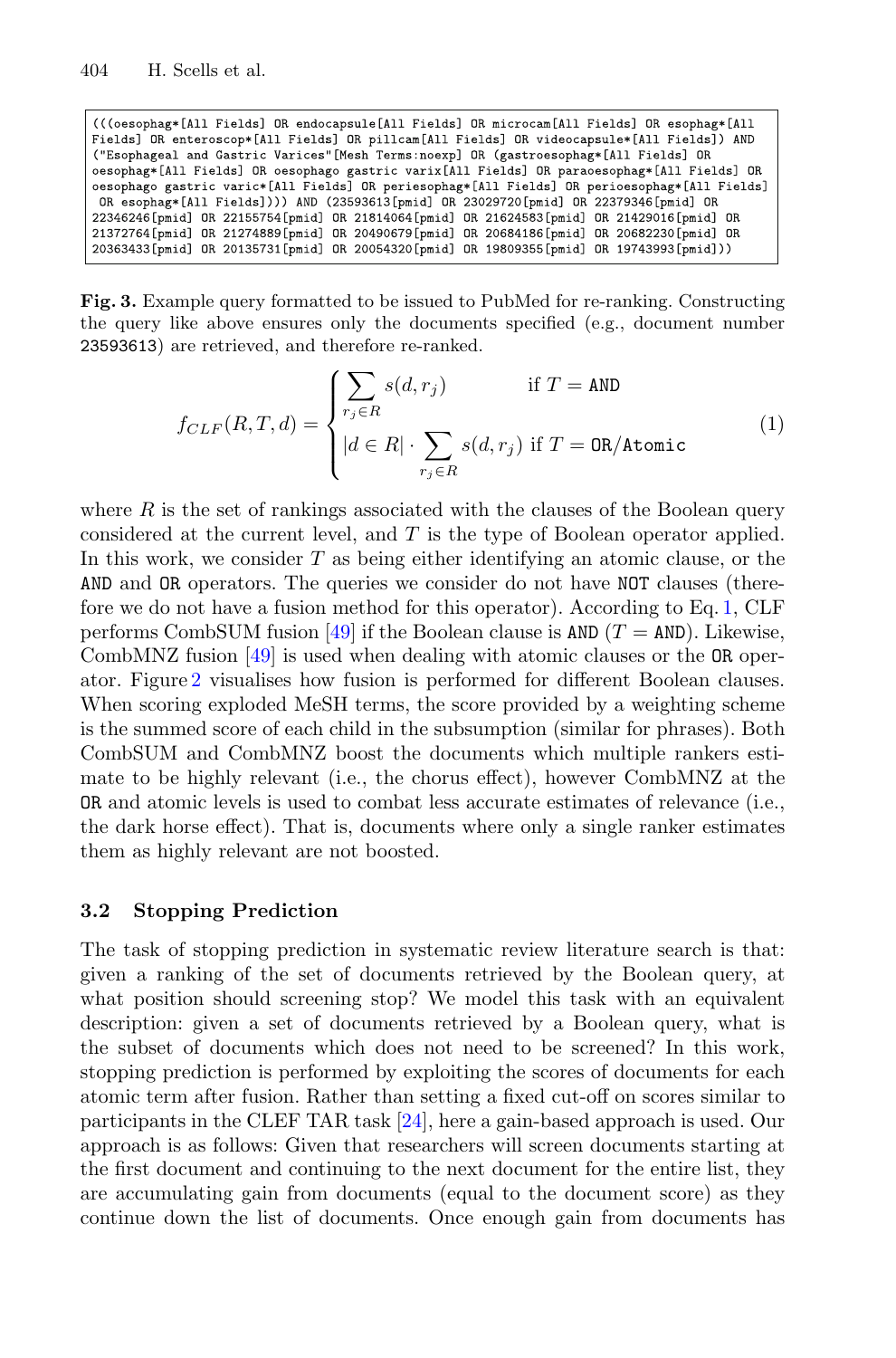```
(((oesophag*[All Fields] OR endocapsule[All Fields] OR microcam[All Fields] OR esophag*[All
Fields] OR enteroscop*[All Fields] OR pillcam[All Fields] OR videocapsule*[All Fields]) AND
("Esophageal and Gastric Varices"[Mesh Terms:noexp] OR (gastroesophag*[All Fields] OR
oesophag*[All Fields] OR oesophago gastric varix[All Fields] OR paraoesophag*[All Fields] OR
oesophago gastric varic*[All Fields] OR periesophag*[All Fields] OR perioesophag*[All Fields]
 OR esophag*[All Fields]))) AND (23593613[pmid] OR 23029720[pmid] OR 22379346[pmid] OR
22346246[pmid] OR 22155754[pmid] OR 21814064[pmid] OR 21624583[pmid] OR 21429016[pmid] OR
21372764[pmid] OR 21274889[pmid] OR 20490679[pmid] OR 20684186[pmid] OR 20682230[pmid] OR
20363433[pmid] OR 20135731[pmid] OR 20054320[pmid] OR 19809355[pmid] OR 19743993[pmid]))
```

**Fig. 3.** Example query formatted to be issued to PubMed for re-ranking. Constructing the query like above ensures only the documents specified (e.g., document number 23593613) are retrieved, and therefore re-ranked.

$$f_{CLF}(R, T, d) = \begin{cases} \sum_{r_j \in R} s(d, r_j) & \text{if } T = \texttt{AND} \\ |d \in R| \cdot \sum_{r_j \in R} s(d, r_j) & \text{if } T = \texttt{OR}/\texttt{Atomic} \end{cases} \tag{1}$$

where $R$ is the set of rankings associated with the clauses of the Boolean query considered at the current level, and $T$ is the type of Boolean operator applied. In this work, we consider $T$ as being either identifying an atomic clause, or the AND and OR operators. The queries we consider do not have NOT clauses (therefore we do not have a fusion method for this operator). According to Eq. 1, CLF performs CombSUM fusion [49] if the Boolean clause is AND ($T = \texttt{AND}$). Likewise, CombMNZ fusion [49] is used when dealing with atomic clauses or the OR operator. Figure 2 visualises how fusion is performed for different Boolean clauses. When scoring exploded MeSH terms, the score provided by a weighting scheme is the summed score of each child in the subsumption (similar for phrases). Both CombSUM and CombMNZ boost the documents which multiple rankers estimate to be highly relevant (i.e., the chorus effect), however CombMNZ at the OR and atomic levels is used to combat less accurate estimates of relevance (i.e., the dark horse effect). That is, documents where only a single ranker estimates them as highly relevant are not boosted.

### 3.2 Stopping Prediction

The task of stopping prediction in systematic review literature search is that: given a ranking of the set of documents retrieved by the Boolean query, at what position should screening stop? We model this task with an equivalent description: given a set of documents retrieved by a Boolean query, what is the subset of documents which does not need to be screened? In this work, stopping prediction is performed by exploiting the scores of documents for each atomic term after fusion. Rather than setting a fixed cut-off on scores similar to participants in the CLEF TAR task [24], here a gain-based approach is used. Our approach is as follows: Given that researchers will screen documents starting at the first document and continuing to the next document for the entire list, they are accumulating gain from documents (equal to the document score) as they continue down the list of documents. Once enough gain from documents has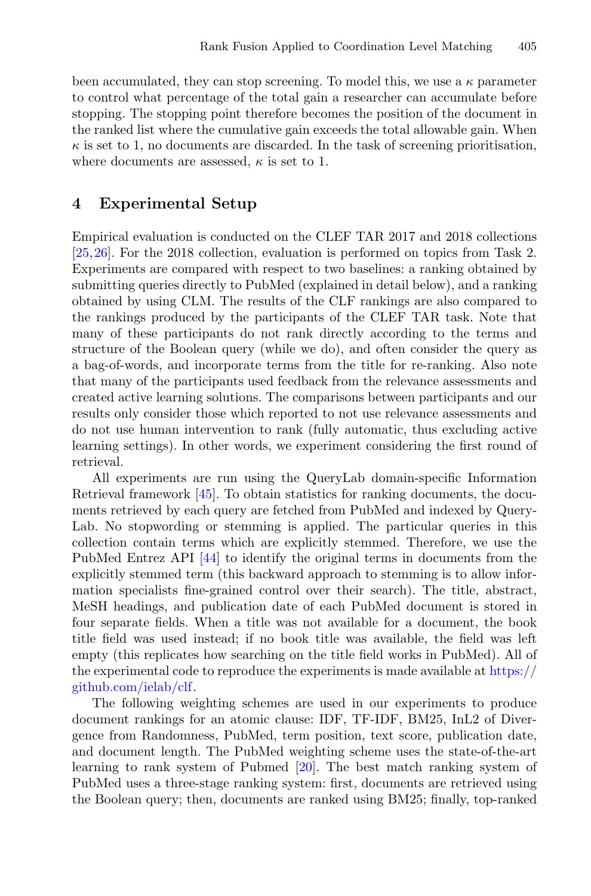been accumulated, they can stop screening. To model this, we use a $\kappa$ parameter to control what percentage of the total gain a researcher can accumulate before stopping. The stopping point therefore becomes the position of the document in the ranked list where the cumulative gain exceeds the total allowable gain. When $\kappa$ is set to 1, no documents are discarded. In the task of screening prioritisation, where documents are assessed, $\kappa$ is set to 1.

## 4 Experimental Setup

Empirical evaluation is conducted on the CLEF TAR 2017 and 2018 collections [25,26]. For the 2018 collection, evaluation is performed on topics from Task 2. Experiments are compared with respect to two baselines: a ranking obtained by submitting queries directly to PubMed (explained in detail below), and a ranking obtained by using CLM. The results of the CLF rankings are also compared to the rankings produced by the participants of the CLEF TAR task. Note that many of these participants do not rank directly according to the terms and structure of the Boolean query (while we do), and often consider the query as a bag-of-words, and incorporate terms from the title for re-ranking. Also note that many of the participants used feedback from the relevance assessments and created active learning solutions. The comparisons between participants and our results only consider those which reported to not use relevance assessments and do not use human intervention to rank (fully automatic, thus excluding active learning settings). In other words, we experiment considering the first round of retrieval.

All experiments are run using the QueryLab domain-specific Information Retrieval framework [45]. To obtain statistics for ranking documents, the documents retrieved by each query are fetched from PubMed and indexed by QueryLab. No stopwording or stemming is applied. The particular queries in this collection contain terms which are explicitly stemmed. Therefore, we use the PubMed Entrez API [44] to identify the original terms in documents from the explicitly stemmed term (this backward approach to stemming is to allow information specialists fine-grained control over their search). The title, abstract, MeSH headings, and publication date of each PubMed document is stored in four separate fields. When a title was not available for a document, the book title field was used instead; if no book title was available, the field was left empty (this replicates how searching on the title field works in PubMed). All of the experimental code to reproduce the experiments is made available at https://github.com/ielab/clf.

The following weighting schemes are used in our experiments to produce document rankings for an atomic clause: IDF, TF-IDF, BM25, InL2 of Divergence from Randomness, PubMed, term position, text score, publication date, and document length. The PubMed weighting scheme uses the state-of-the-art learning to rank system of Pubmed [20]. The best match ranking system of PubMed uses a three-stage ranking system: first, documents are retrieved using the Boolean query; then, documents are ranked using BM25; finally, top-ranked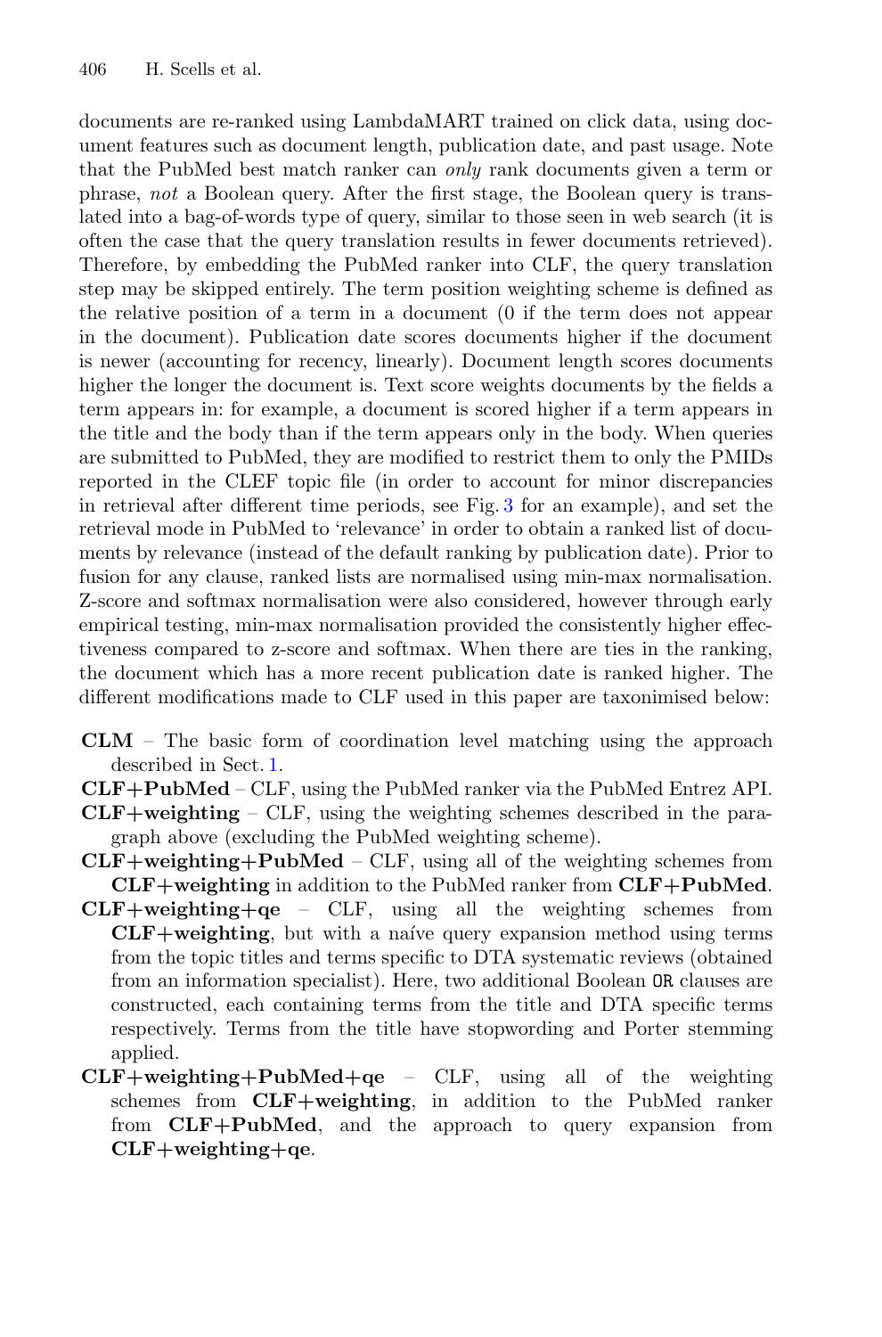documents are re-ranked using LambdaMART trained on click data, using document features such as document length, publication date, and past usage. Note that the PubMed best match ranker can *only* rank documents given a term or phrase, *not* a Boolean query. After the first stage, the Boolean query is translated into a bag-of-words type of query, similar to those seen in web search (it is often the case that the query translation results in fewer documents retrieved). Therefore, by embedding the PubMed ranker into CLF, the query translation step may be skipped entirely. The term position weighting scheme is defined as the relative position of a term in a document (0 if the term does not appear in the document). Publication date scores documents higher if the document is newer (accounting for recency, linearly). Document length scores documents higher the longer the document is. Text score weights documents by the fields a term appears in: for example, a document is scored higher if a term appears in the title and the body than if the term appears only in the body. When queries are submitted to PubMed, they are modified to restrict them to only the PMIDs reported in the CLEF topic file (in order to account for minor discrepancies in retrieval after different time periods, see Fig. 3 for an example), and set the retrieval mode in PubMed to 'relevance' in order to obtain a ranked list of documents by relevance (instead of the default ranking by publication date). Prior to fusion for any clause, ranked lists are normalised using min-max normalisation. Z-score and softmax normalisation were also considered, however through early empirical testing, min-max normalisation provided the consistently higher effectiveness compared to z-score and softmax. When there are ties in the ranking, the document which has a more recent publication date is ranked higher. The different modifications made to CLF used in this paper are taxonimised below:

- **CLM** – The basic form of coordination level matching using the approach described in Sect. 1.
- **CLF+PubMed** – CLF, using the PubMed ranker via the PubMed Entrez API.
- **CLF+weighting** – CLF, using the weighting schemes described in the paragraph above (excluding the PubMed weighting scheme).
- **CLF+weighting+PubMed** – CLF, using all of the weighting schemes from **CLF+weighting** in addition to the PubMed ranker from **CLF+PubMed**.
- **CLF+weighting+qe** – CLF, using all the weighting schemes from **CLF+weighting**, but with a naíve query expansion method using terms from the topic titles and terms specific to DTA systematic reviews (obtained from an information specialist). Here, two additional Boolean `OR` clauses are constructed, each containing terms from the title and DTA specific terms respectively. Terms from the title have stopwording and Porter stemming applied.
- **CLF+weighting+PubMed+qe** – CLF, using all of the weighting schemes from **CLF+weighting**, in addition to the PubMed ranker from **CLF+PubMed**, and the approach to query expansion from **CLF+weighting+qe**.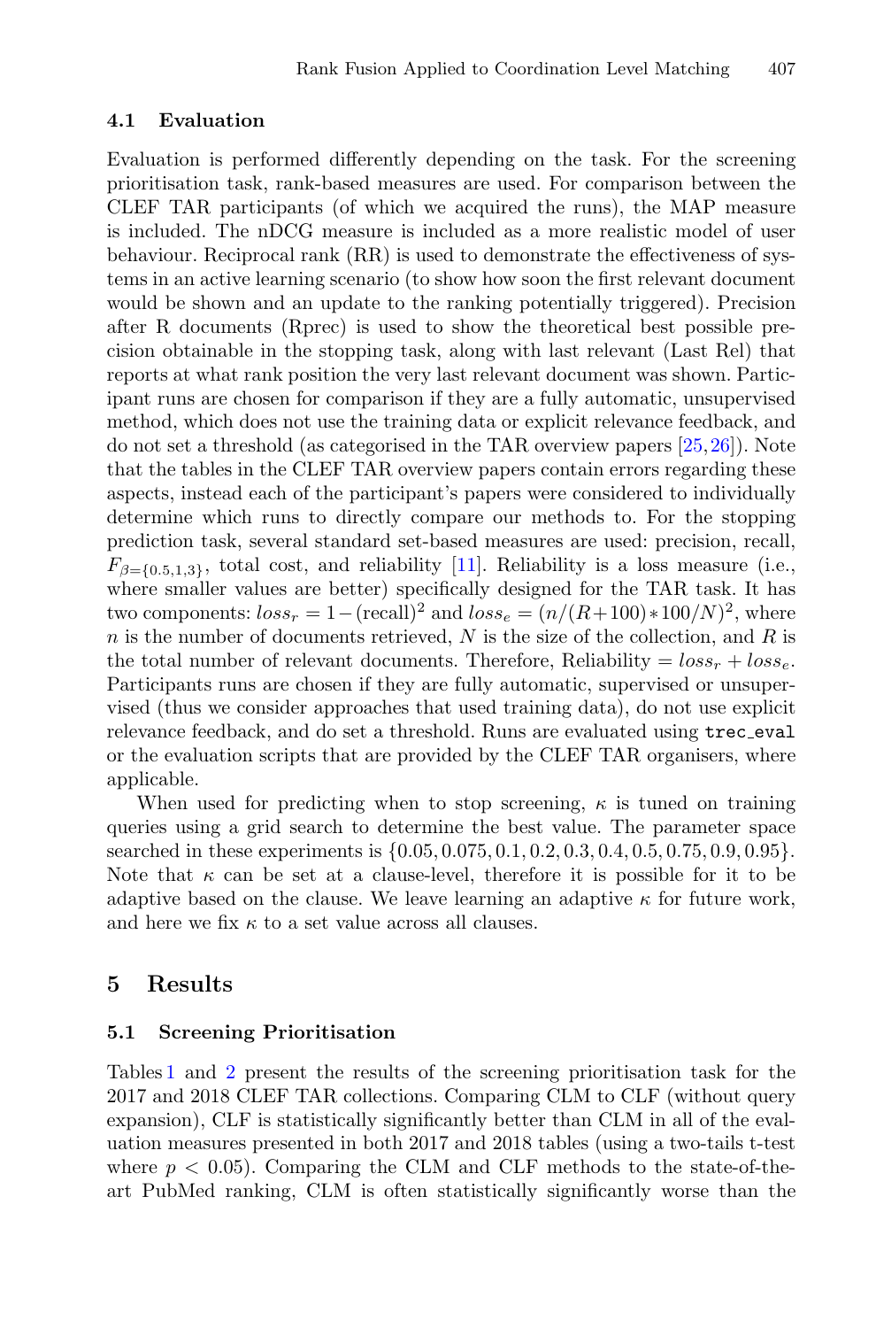### 4.1 Evaluation

Evaluation is performed differently depending on the task. For the screening prioritisation task, rank-based measures are used. For comparison between the CLEF TAR participants (of which we acquired the runs), the MAP measure is included. The nDCG measure is included as a more realistic model of user behaviour. Reciprocal rank (RR) is used to demonstrate the effectiveness of systems in an active learning scenario (to show how soon the first relevant document would be shown and an update to the ranking potentially triggered). Precision after R documents (Rprec) is used to show the theoretical best possible precision obtainable in the stopping task, along with last relevant (Last Rel) that reports at what rank position the very last relevant document was shown. Participant runs are chosen for comparison if they are a fully automatic, unsupervised method, which does not use the training data or explicit relevance feedback, and do not set a threshold (as categorised in the TAR overview papers [25,26]). Note that the tables in the CLEF TAR overview papers contain errors regarding these aspects, instead each of the participant's papers were considered to individually determine which runs to directly compare our methods to. For the stopping prediction task, several standard set-based measures are used: precision, recall, $F_{\beta=\{0.5,1,3\}}$, total cost, and reliability [11]. Reliability is a loss measure (i.e., where smaller values are better) specifically designed for the TAR task. It has two components: $loss_r = 1-(\text{recall})^2$ and $loss_e = (n/(R+100)*100/N)^2$, where $n$ is the number of documents retrieved, $N$ is the size of the collection, and $R$ is the total number of relevant documents. Therefore, Reliability $= loss_r + loss_e$. Participants runs are chosen if they are fully automatic, supervised or unsupervised (thus we consider approaches that used training data), do not use explicit relevance feedback, and do set a threshold. Runs are evaluated using `trec_eval` or the evaluation scripts that are provided by the CLEF TAR organisers, where applicable.

When used for predicting when to stop screening, $\kappa$ is tuned on training queries using a grid search to determine the best value. The parameter space searched in these experiments is $\{0.05, 0.075, 0.1, 0.2, 0.3, 0.4, 0.5, 0.75, 0.9, 0.95\}$. Note that $\kappa$ can be set at a clause-level, therefore it is possible for it to be adaptive based on the clause. We leave learning an adaptive $\kappa$ for future work, and here we fix $\kappa$ to a set value across all clauses.

## 5 Results

### 5.1 Screening Prioritisation

Tables 1 and 2 present the results of the screening prioritisation task for the 2017 and 2018 CLEF TAR collections. Comparing CLM to CLF (without query expansion), CLF is statistically significantly better than CLM in all of the evaluation measures presented in both 2017 and 2018 tables (using a two-tails t-test where $p < 0.05$). Comparing the CLM and CLF methods to the state-of-the-art PubMed ranking, CLM is often statistically significantly worse than the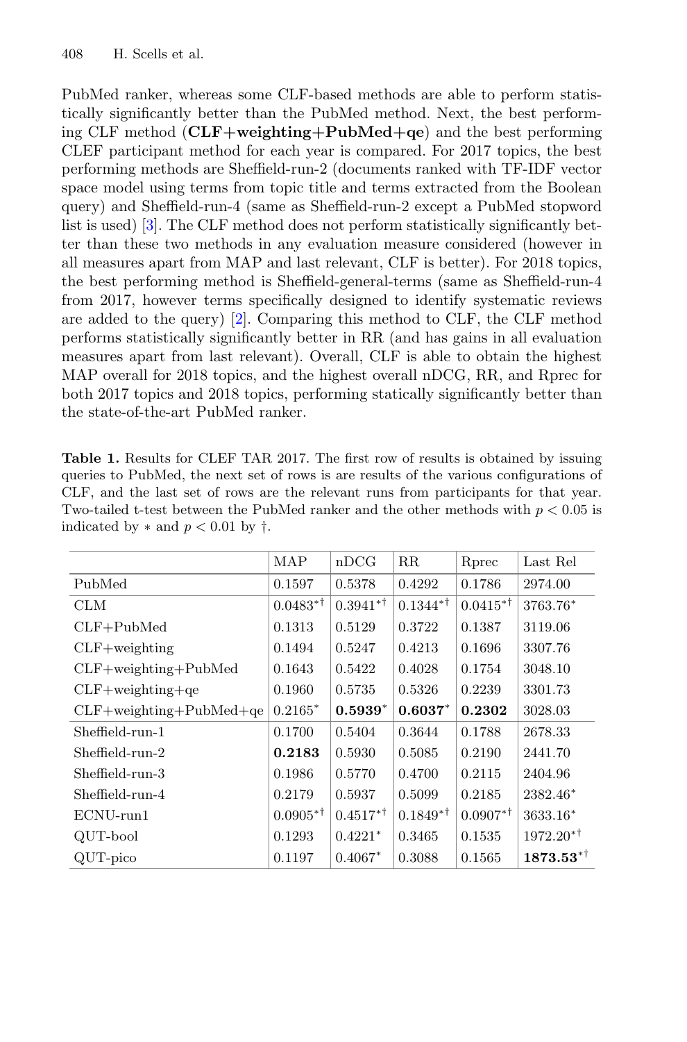PubMed ranker, whereas some CLF-based methods are able to perform statistically significantly better than the PubMed method. Next, the best performing CLF method (**CLF+weighting+PubMed+qe**) and the best performing CLEF participant method for each year is compared. For 2017 topics, the best performing methods are Sheffield-run-2 (documents ranked with TF-IDF vector space model using terms from topic title and terms extracted from the Boolean query) and Sheffield-run-4 (same as Sheffield-run-2 except a PubMed stopword list is used) [3]. The CLF method does not perform statistically significantly better than these two methods in any evaluation measure considered (however in all measures apart from MAP and last relevant, CLF is better). For 2018 topics, the best performing method is Sheffield-general-terms (same as Sheffield-run-4 from 2017, however terms specifically designed to identify systematic reviews are added to the query) [2]. Comparing this method to CLF, the CLF method performs statistically significantly better in RR (and has gains in all evaluation measures apart from last relevant). Overall, CLF is able to obtain the highest MAP overall for 2018 topics, and the highest overall nDCG, RR, and Rprec for both 2017 topics and 2018 topics, performing statically significantly better than the state-of-the-art PubMed ranker.

**Table 1.** Results for CLEF TAR 2017. The first row of results is obtained by issuing queries to PubMed, the next set of rows is are results of the various configurations of CLF, and the last set of rows are the relevant runs from participants for that year. Two-tailed t-test between the PubMed ranker and the other methods with $p < 0.05$ is indicated by $*$ and $p < 0.01$ by †.

| | MAP | nDCG | RR | Rprec | Last Rel |
|---|---|---|---|---|---|
| PubMed | 0.1597 | 0.5378 | 0.4292 | 0.1786 | 2974.00 |
| CLM | $0.0483^{*\dagger}$ | $0.3941^{*\dagger}$ | $0.1344^{*\dagger}$ | $0.0415^{*\dagger}$ | $3763.76^{*}$ |
| CLF+PubMed | 0.1313 | 0.5129 | 0.3722 | 0.1387 | 3119.06 |
| CLF+weighting | 0.1494 | 0.5247 | 0.4213 | 0.1696 | 3307.76 |
| CLF+weighting+PubMed | 0.1643 | 0.5422 | 0.4028 | 0.1754 | 3048.10 |
| CLF+weighting+qe | 0.1960 | 0.5735 | 0.5326 | 0.2239 | 3301.73 |
| CLF+weighting+PubMed+qe | $0.2165^{*}$ | $\mathbf{0.5939}^{*}$ | $\mathbf{0.6037}^{*}$ | **0.2302** | 3028.03 |
| Sheffield-run-1 | 0.1700 | 0.5404 | 0.3644 | 0.1788 | 2678.33 |
| Sheffield-run-2 | **0.2183** | 0.5930 | 0.5085 | 0.2190 | 2441.70 |
| Sheffield-run-3 | 0.1986 | 0.5770 | 0.4700 | 0.2115 | 2404.96 |
| Sheffield-run-4 | 0.2179 | 0.5937 | 0.5099 | 0.2185 | $2382.46^{*}$ |
| ECNU-run1 | $0.0905^{*\dagger}$ | $0.4517^{*\dagger}$ | $0.1849^{*\dagger}$ | $0.0907^{*\dagger}$ | $3633.16^{*}$ |
| QUT-bool | 0.1293 | $0.4221^{*}$ | 0.3465 | 0.1535 | $1972.20^{*\dagger}$ |
| QUT-pico | 0.1197 | $0.4067^{*}$ | 0.3088 | 0.1565 | $\mathbf{1873.53}^{*\dagger}$ |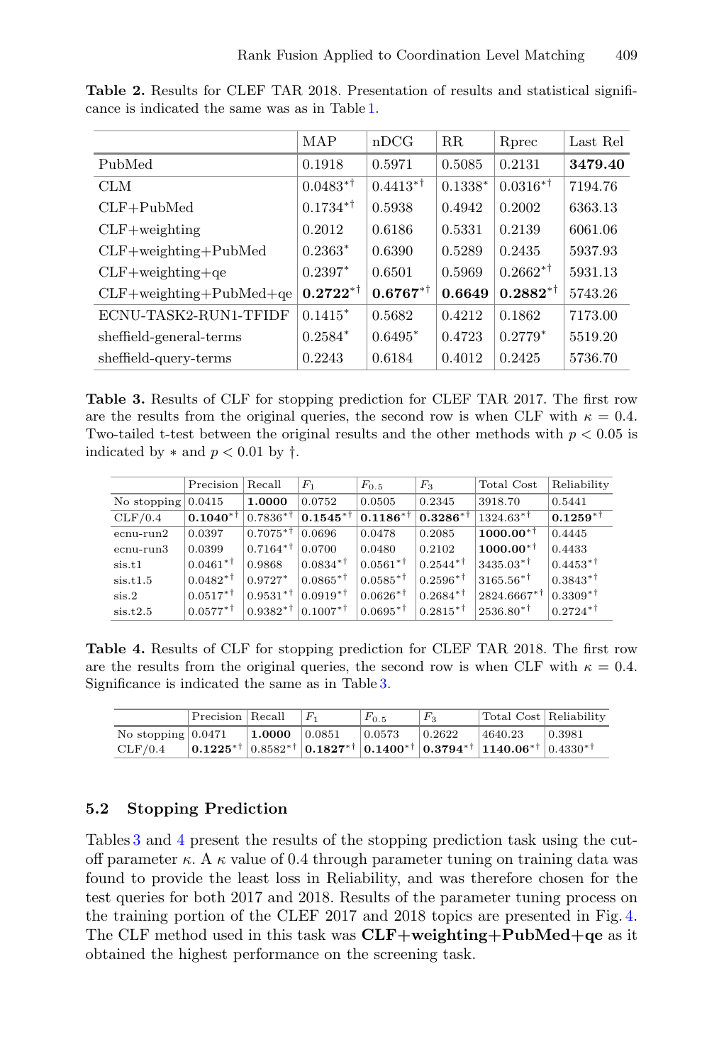**Table 2.** Results for CLEF TAR 2018. Presentation of results and statistical significance is indicated the same was as in Table 1.

| | MAP | nDCG | RR | Rprec | Last Rel |
|---|---|---|---|---|---|
| PubMed | 0.1918 | 0.5971 | 0.5085 | 0.2131 | **3479.40** |
| CLM | $0.0483^{*\dagger}$ | $0.4413^{*\dagger}$ | $0.1338^{*}$ | $0.0316^{*\dagger}$ | 7194.76 |
| CLF+PubMed | $0.1734^{*\dagger}$ | 0.5938 | 0.4942 | 0.2002 | 6363.13 |
| CLF+weighting | 0.2012 | 0.6186 | 0.5331 | 0.2139 | 6061.06 |
| CLF+weighting+PubMed | $0.2363^{*}$ | 0.6390 | 0.5289 | 0.2435 | 5937.93 |
| CLF+weighting+qe | $0.2397^{*}$ | 0.6501 | 0.5969 | $0.2662^{*\dagger}$ | 5931.13 |
| CLF+weighting+PubMed+qe | $\mathbf{0.2722}^{*\dagger}$ | $\mathbf{0.6767}^{*\dagger}$ | **0.6649** | $\mathbf{0.2882}^{*\dagger}$ | 5743.26 |
| ECNU-TASK2-RUN1-TFIDF | $0.1415^{*}$ | 0.5682 | 0.4212 | 0.1862 | 7173.00 |
| sheffield-general-terms | $0.2584^{*}$ | $0.6495^{*}$ | 0.4723 | $0.2779^{*}$ | 5519.20 |
| sheffield-query-terms | 0.2243 | 0.6184 | 0.4012 | 0.2425 | 5736.70 |

**Table 3.** Results of CLF for stopping prediction for CLEF TAR 2017. The first row are the results from the original queries, the second row is when CLF with $\kappa = 0.4$. Two-tailed t-test between the original results and the other methods with $p < 0.05$ is indicated by $*$ and $p < 0.01$ by $\dagger$.

| | Precision | Recall | $F_1$ | $F_{0.5}$ | $F_3$ | Total Cost | Reliability |
|---|---|---|---|---|---|---|---|
| No stopping | 0.0415 | **1.0000** | 0.0752 | 0.0505 | 0.2345 | 3918.70 | 0.5441 |
| CLF/0.4 | $\mathbf{0.1040}^{*\dagger}$ | $0.7836^{*\dagger}$ | $\mathbf{0.1545}^{*\dagger}$ | $\mathbf{0.1186}^{*\dagger}$ | $\mathbf{0.3286}^{*\dagger}$ | $1324.63^{*\dagger}$ | $\mathbf{0.1259}^{*\dagger}$ |
| ecnu-run2 | 0.0397 | $0.7075^{*\dagger}$ | 0.0696 | 0.0478 | 0.2085 | $\mathbf{1000.00}^{*\dagger}$ | 0.4445 |
| ecnu-run3 | 0.0399 | $0.7164^{*\dagger}$ | 0.0700 | 0.0480 | 0.2102 | $\mathbf{1000.00}^{*\dagger}$ | 0.4433 |
| sis.t1 | $0.0461^{*\dagger}$ | 0.9868 | $0.0834^{*\dagger}$ | $0.0561^{*\dagger}$ | $0.2544^{*\dagger}$ | $3435.03^{*\dagger}$ | $0.4453^{*\dagger}$ |
| sis.t1.5 | $0.0482^{*\dagger}$ | $0.9727^{*}$ | $0.0865^{*\dagger}$ | $0.0585^{*\dagger}$ | $0.2596^{*\dagger}$ | $3165.56^{*\dagger}$ | $0.3843^{*\dagger}$ |
| sis.2 | $0.0517^{*\dagger}$ | $0.9531^{*\dagger}$ | $0.0919^{*\dagger}$ | $0.0626^{*\dagger}$ | $0.2684^{*\dagger}$ | $2824.6667^{*\dagger}$ | $0.3309^{*\dagger}$ |
| sis.t2.5 | $0.0577^{*\dagger}$ | $0.9382^{*\dagger}$ | $0.1007^{*\dagger}$ | $0.0695^{*\dagger}$ | $0.2815^{*\dagger}$ | $2536.80^{*\dagger}$ | $0.2724^{*\dagger}$ |

**Table 4.** Results of CLF for stopping prediction for CLEF TAR 2018. The first row are the results from the original queries, the second row is when CLF with $\kappa = 0.4$. Significance is indicated the same as in Table 3.

| | Precision | Recall | $F_1$ | $F_{0.5}$ | $F_3$ | Total Cost | Reliability |
|---|---|---|---|---|---|---|---|
| No stopping | 0.0471 | **1.0000** | 0.0851 | 0.0573 | 0.2622 | 4640.23 | 0.3981 |
| CLF/0.4 | $\mathbf{0.1225}^{*\dagger}$ | $0.8582^{*\dagger}$ | $\mathbf{0.1827}^{*\dagger}$ | $\mathbf{0.1400}^{*\dagger}$ | $\mathbf{0.3794}^{*\dagger}$ | $\mathbf{1140.06}^{*\dagger}$ | $0.4330^{*\dagger}$ |

## 5.2 Stopping Prediction

Tables 3 and 4 present the results of the stopping prediction task using the cut-off parameter $\kappa$. A $\kappa$ value of 0.4 through parameter tuning on training data was found to provide the least loss in Reliability, and was therefore chosen for the test queries for both 2017 and 2018. Results of the parameter tuning process on the training portion of the CLEF 2017 and 2018 topics are presented in Fig. 4. The CLF method used in this task was **CLF+weighting+PubMed+qe** as it obtained the highest performance on the screening task.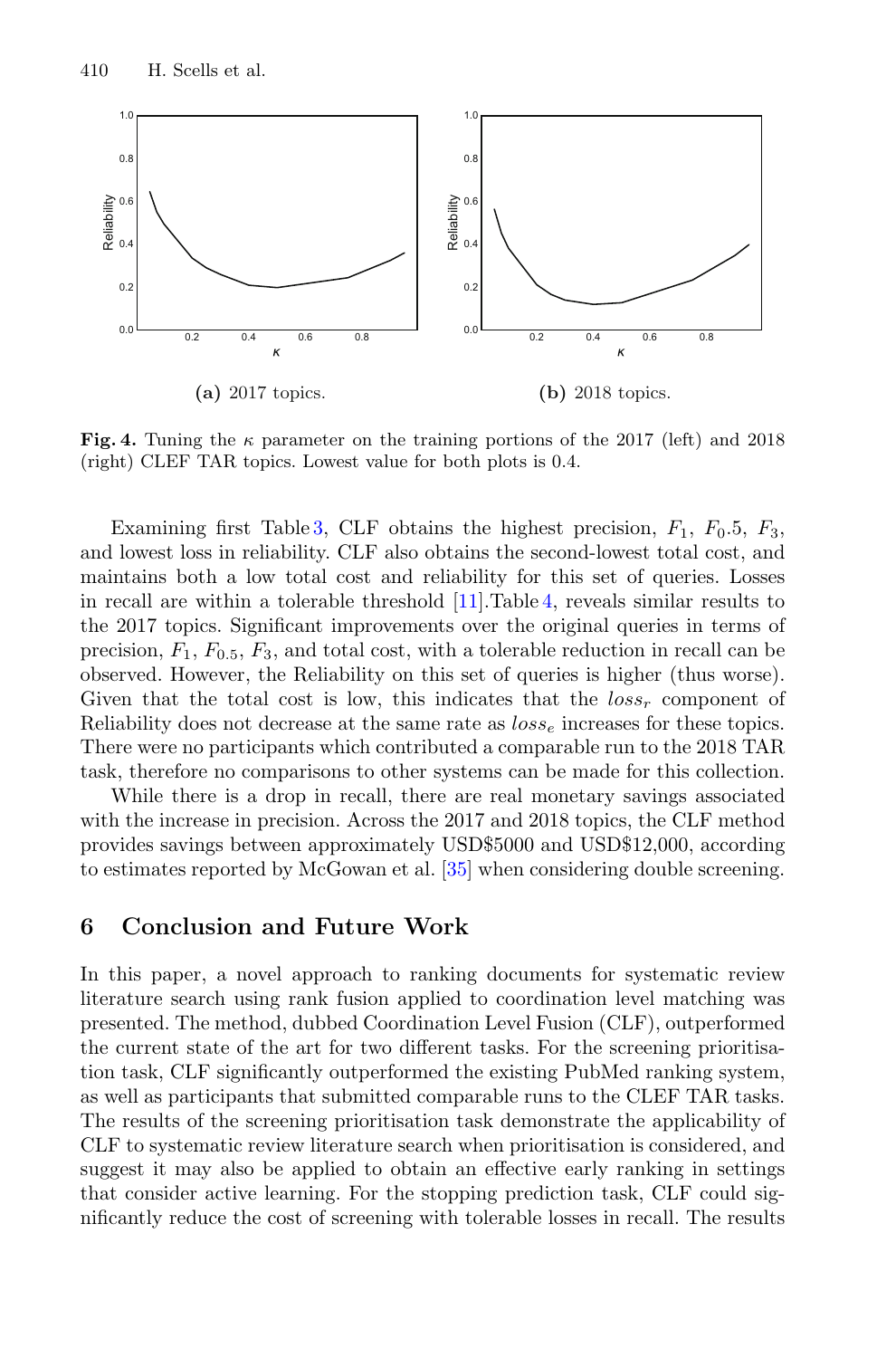**(a)** 2017 topics.

**(b)** 2018 topics.

**Fig. 4.** Tuning the $\kappa$ parameter on the training portions of the 2017 (left) and 2018 (right) CLEF TAR topics. Lowest value for both plots is 0.4.

Examining first Table 3, CLF obtains the highest precision, $F_1$, $F_0.5$, $F_3$, and lowest loss in reliability. CLF also obtains the second-lowest total cost, and maintains both a low total cost and reliability for this set of queries. Losses in recall are within a tolerable threshold [11].Table 4, reveals similar results to the 2017 topics. Significant improvements over the original queries in terms of precision, $F_1$, $F_{0.5}$, $F_3$, and total cost, with a tolerable reduction in recall can be observed. However, the Reliability on this set of queries is higher (thus worse). Given that the total cost is low, this indicates that the $loss_r$ component of Reliability does not decrease at the same rate as $loss_e$ increases for these topics. There were no participants which contributed a comparable run to the 2018 TAR task, therefore no comparisons to other systems can be made for this collection.

While there is a drop in recall, there are real monetary savings associated with the increase in precision. Across the 2017 and 2018 topics, the CLF method provides savings between approximately USD$5000 and USD$12,000, according to estimates reported by McGowan et al. [35] when considering double screening.

## 6 Conclusion and Future Work

In this paper, a novel approach to ranking documents for systematic review literature search using rank fusion applied to coordination level matching was presented. The method, dubbed Coordination Level Fusion (CLF), outperformed the current state of the art for two different tasks. For the screening prioritisation task, CLF significantly outperformed the existing PubMed ranking system, as well as participants that submitted comparable runs to the CLEF TAR tasks. The results of the screening prioritisation task demonstrate the applicability of CLF to systematic review literature search when prioritisation is considered, and suggest it may also be applied to obtain an effective early ranking in settings that consider active learning. For the stopping prediction task, CLF could significantly reduce the cost of screening with tolerable losses in recall. The results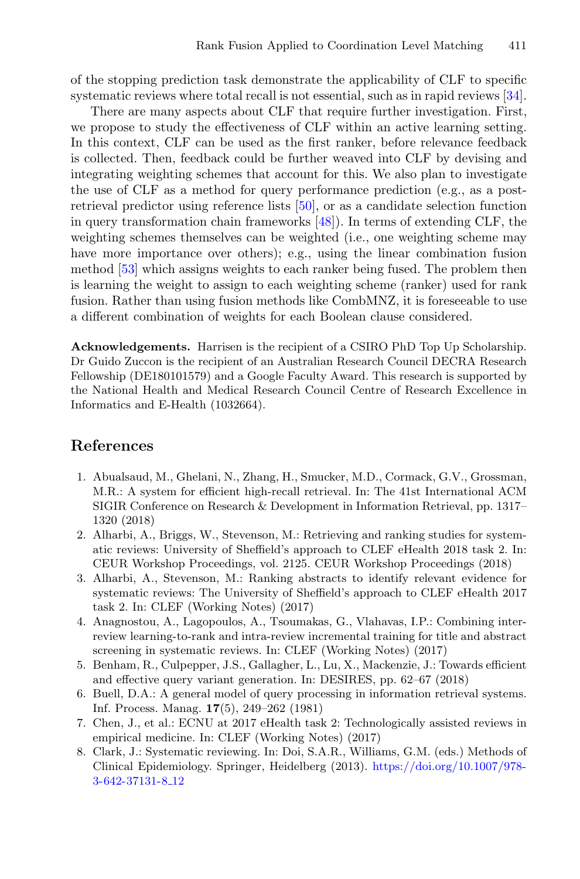of the stopping prediction task demonstrate the applicability of CLF to specific systematic reviews where total recall is not essential, such as in rapid reviews [34].

There are many aspects about CLF that require further investigation. First, we propose to study the effectiveness of CLF within an active learning setting. In this context, CLF can be used as the first ranker, before relevance feedback is collected. Then, feedback could be further weaved into CLF by devising and integrating weighting schemes that account for this. We also plan to investigate the use of CLF as a method for query performance prediction (e.g., as a post-retrieval predictor using reference lists [50], or as a candidate selection function in query transformation chain frameworks [48]). In terms of extending CLF, the weighting schemes themselves can be weighted (i.e., one weighting scheme may have more importance over others); e.g., using the linear combination fusion method [53] which assigns weights to each ranker being fused. The problem then is learning the weight to assign to each weighting scheme (ranker) used for rank fusion. Rather than using fusion methods like CombMNZ, it is foreseeable to use a different combination of weights for each Boolean clause considered.

**Acknowledgements.** Harrisen is the recipient of a CSIRO PhD Top Up Scholarship. Dr Guido Zuccon is the recipient of an Australian Research Council DECRA Research Fellowship (DE180101579) and a Google Faculty Award. This research is supported by the National Health and Medical Research Council Centre of Research Excellence in Informatics and E-Health (1032664).

## References

1. Abualsaud, M., Ghelani, N., Zhang, H., Smucker, M.D., Cormack, G.V., Grossman, M.R.: A system for efficient high-recall retrieval. In: The 41st International ACM SIGIR Conference on Research & Development in Information Retrieval, pp. 1317–1320 (2018)
2. Alharbi, A., Briggs, W., Stevenson, M.: Retrieving and ranking studies for systematic reviews: University of Sheffield's approach to CLEF eHealth 2018 task 2. In: CEUR Workshop Proceedings, vol. 2125. CEUR Workshop Proceedings (2018)
3. Alharbi, A., Stevenson, M.: Ranking abstracts to identify relevant evidence for systematic reviews: The University of Sheffield's approach to CLEF eHealth 2017 task 2. In: CLEF (Working Notes) (2017)
4. Anagnostou, A., Lagopoulos, A., Tsoumakas, G., Vlahavas, I.P.: Combining inter-review learning-to-rank and intra-review incremental training for title and abstract screening in systematic reviews. In: CLEF (Working Notes) (2017)
5. Benham, R., Culpepper, J.S., Gallagher, L., Lu, X., Mackenzie, J.: Towards efficient and effective query variant generation. In: DESIRES, pp. 62–67 (2018)
6. Buell, D.A.: A general model of query processing in information retrieval systems. Inf. Process. Manag. **17**(5), 249–262 (1981)
7. Chen, J., et al.: ECNU at 2017 eHealth task 2: Technologically assisted reviews in empirical medicine. In: CLEF (Working Notes) (2017)
8. Clark, J.: Systematic reviewing. In: Doi, S.A.R., Williams, G.M. (eds.) Methods of Clinical Epidemiology. Springer, Heidelberg (2013). https://doi.org/10.1007/978-3-642-37131-8_12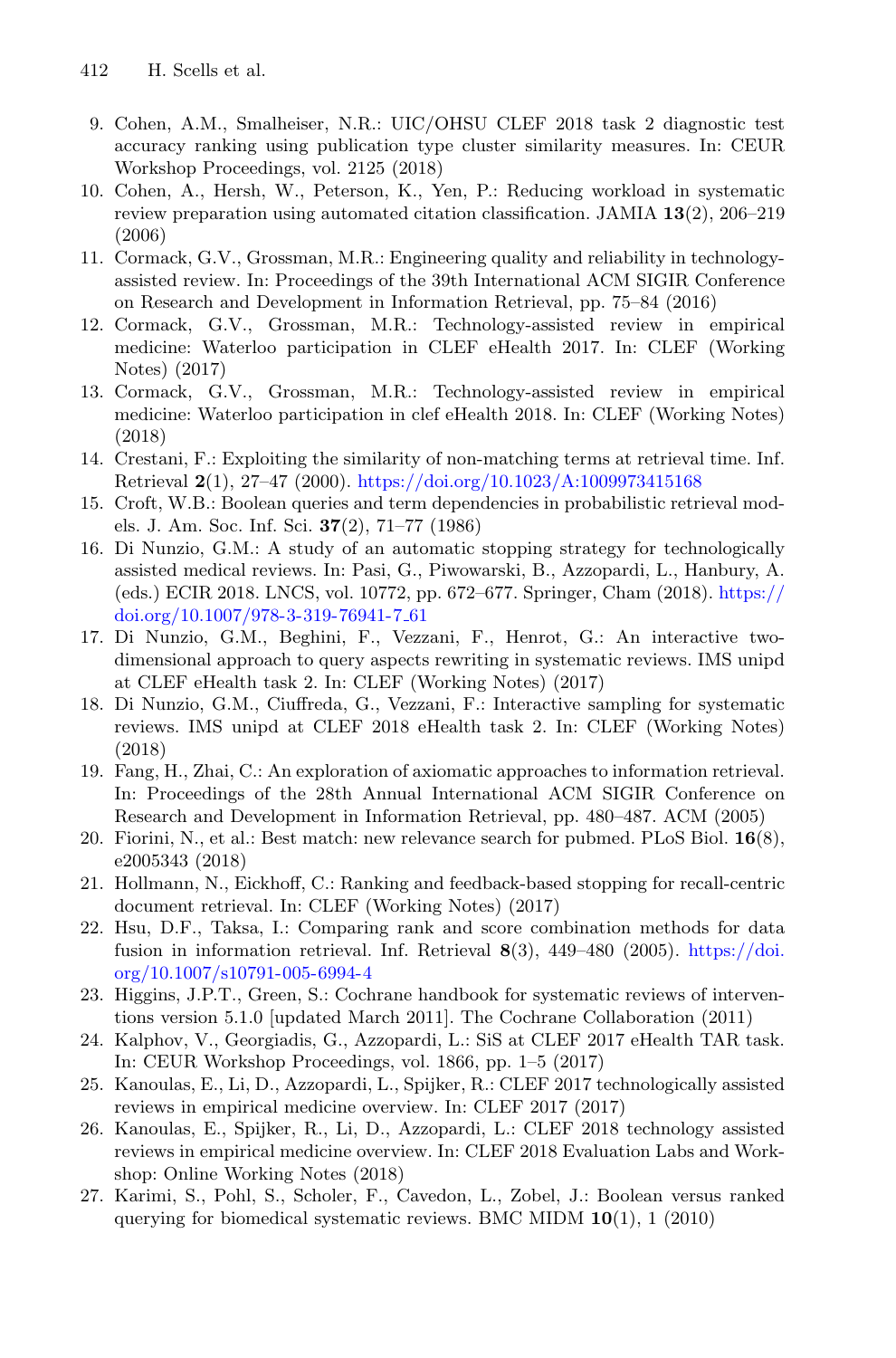9. Cohen, A.M., Smalheiser, N.R.: UIC/OHSU CLEF 2018 task 2 diagnostic test accuracy ranking using publication type cluster similarity measures. In: CEUR Workshop Proceedings, vol. 2125 (2018)
10. Cohen, A., Hersh, W., Peterson, K., Yen, P.: Reducing workload in systematic review preparation using automated citation classification. JAMIA **13**(2), 206–219 (2006)
11. Cormack, G.V., Grossman, M.R.: Engineering quality and reliability in technology-assisted review. In: Proceedings of the 39th International ACM SIGIR Conference on Research and Development in Information Retrieval, pp. 75–84 (2016)
12. Cormack, G.V., Grossman, M.R.: Technology-assisted review in empirical medicine: Waterloo participation in CLEF eHealth 2017. In: CLEF (Working Notes) (2017)
13. Cormack, G.V., Grossman, M.R.: Technology-assisted review in empirical medicine: Waterloo participation in clef eHealth 2018. In: CLEF (Working Notes) (2018)
14. Crestani, F.: Exploiting the similarity of non-matching terms at retrieval time. Inf. Retrieval **2**(1), 27–47 (2000). https://doi.org/10.1023/A:1009973415168
15. Croft, W.B.: Boolean queries and term dependencies in probabilistic retrieval models. J. Am. Soc. Inf. Sci. **37**(2), 71–77 (1986)
16. Di Nunzio, G.M.: A study of an automatic stopping strategy for technologically assisted medical reviews. In: Pasi, G., Piwowarski, B., Azzopardi, L., Hanbury, A. (eds.) ECIR 2018. LNCS, vol. 10772, pp. 672–677. Springer, Cham (2018). https://doi.org/10.1007/978-3-319-76941-7_61
17. Di Nunzio, G.M., Beghini, F., Vezzani, F., Henrot, G.: An interactive two-dimensional approach to query aspects rewriting in systematic reviews. IMS unipd at CLEF eHealth task 2. In: CLEF (Working Notes) (2017)
18. Di Nunzio, G.M., Ciuffreda, G., Vezzani, F.: Interactive sampling for systematic reviews. IMS unipd at CLEF 2018 eHealth task 2. In: CLEF (Working Notes) (2018)
19. Fang, H., Zhai, C.: An exploration of axiomatic approaches to information retrieval. In: Proceedings of the 28th Annual International ACM SIGIR Conference on Research and Development in Information Retrieval, pp. 480–487. ACM (2005)
20. Fiorini, N., et al.: Best match: new relevance search for pubmed. PLoS Biol. **16**(8), e2005343 (2018)
21. Hollmann, N., Eickhoff, C.: Ranking and feedback-based stopping for recall-centric document retrieval. In: CLEF (Working Notes) (2017)
22. Hsu, D.F., Taksa, I.: Comparing rank and score combination methods for data fusion in information retrieval. Inf. Retrieval **8**(3), 449–480 (2005). https://doi.org/10.1007/s10791-005-6994-4
23. Higgins, J.P.T., Green, S.: Cochrane handbook for systematic reviews of interventions version 5.1.0 [updated March 2011]. The Cochrane Collaboration (2011)
24. Kalphov, V., Georgiadis, G., Azzopardi, L.: SiS at CLEF 2017 eHealth TAR task. In: CEUR Workshop Proceedings, vol. 1866, pp. 1–5 (2017)
25. Kanoulas, E., Li, D., Azzopardi, L., Spijker, R.: CLEF 2017 technologically assisted reviews in empirical medicine overview. In: CLEF 2017 (2017)
26. Kanoulas, E., Spijker, R., Li, D., Azzopardi, L.: CLEF 2018 technology assisted reviews in empirical medicine overview. In: CLEF 2018 Evaluation Labs and Workshop: Online Working Notes (2018)
27. Karimi, S., Pohl, S., Scholer, F., Cavedon, L., Zobel, J.: Boolean versus ranked querying for biomedical systematic reviews. BMC MIDM **10**(1), 1 (2010)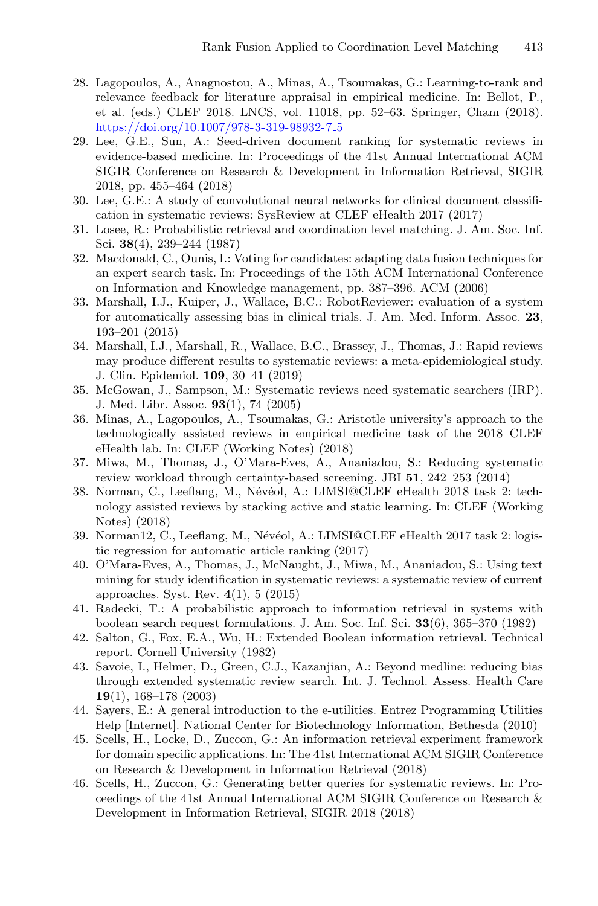28. Lagopoulos, A., Anagnostou, A., Minas, A., Tsoumakas, G.: Learning-to-rank and relevance feedback for literature appraisal in empirical medicine. In: Bellot, P., et al. (eds.) CLEF 2018. LNCS, vol. 11018, pp. 52–63. Springer, Cham (2018). https://doi.org/10.1007/978-3-319-98932-7_5
29. Lee, G.E., Sun, A.: Seed-driven document ranking for systematic reviews in evidence-based medicine. In: Proceedings of the 41st Annual International ACM SIGIR Conference on Research & Development in Information Retrieval, SIGIR 2018, pp. 455–464 (2018)
30. Lee, G.E.: A study of convolutional neural networks for clinical document classification in systematic reviews: SysReview at CLEF eHealth 2017 (2017)
31. Losee, R.: Probabilistic retrieval and coordination level matching. J. Am. Soc. Inf. Sci. **38**(4), 239–244 (1987)
32. Macdonald, C., Ounis, I.: Voting for candidates: adapting data fusion techniques for an expert search task. In: Proceedings of the 15th ACM International Conference on Information and Knowledge management, pp. 387–396. ACM (2006)
33. Marshall, I.J., Kuiper, J., Wallace, B.C.: RobotReviewer: evaluation of a system for automatically assessing bias in clinical trials. J. Am. Med. Inform. Assoc. **23**, 193–201 (2015)
34. Marshall, I.J., Marshall, R., Wallace, B.C., Brassey, J., Thomas, J.: Rapid reviews may produce different results to systematic reviews: a meta-epidemiological study. J. Clin. Epidemiol. **109**, 30–41 (2019)
35. McGowan, J., Sampson, M.: Systematic reviews need systematic searchers (IRP). J. Med. Libr. Assoc. **93**(1), 74 (2005)
36. Minas, A., Lagopoulos, A., Tsoumakas, G.: Aristotle university's approach to the technologically assisted reviews in empirical medicine task of the 2018 CLEF eHealth lab. In: CLEF (Working Notes) (2018)
37. Miwa, M., Thomas, J., O'Mara-Eves, A., Ananiadou, S.: Reducing systematic review workload through certainty-based screening. JBI **51**, 242–253 (2014)
38. Norman, C., Leeflang, M., Névéol, A.: LIMSI@CLEF eHealth 2018 task 2: technology assisted reviews by stacking active and static learning. In: CLEF (Working Notes) (2018)
39. Norman12, C., Leeflang, M., Névéol, A.: LIMSI@CLEF eHealth 2017 task 2: logistic regression for automatic article ranking (2017)
40. O'Mara-Eves, A., Thomas, J., McNaught, J., Miwa, M., Ananiadou, S.: Using text mining for study identification in systematic reviews: a systematic review of current approaches. Syst. Rev. **4**(1), 5 (2015)
41. Radecki, T.: A probabilistic approach to information retrieval in systems with boolean search request formulations. J. Am. Soc. Inf. Sci. **33**(6), 365–370 (1982)
42. Salton, G., Fox, E.A., Wu, H.: Extended Boolean information retrieval. Technical report. Cornell University (1982)
43. Savoie, I., Helmer, D., Green, C.J., Kazanjian, A.: Beyond medline: reducing bias through extended systematic review search. Int. J. Technol. Assess. Health Care **19**(1), 168–178 (2003)
44. Sayers, E.: A general introduction to the e-utilities. Entrez Programming Utilities Help [Internet]. National Center for Biotechnology Information, Bethesda (2010)
45. Scells, H., Locke, D., Zuccon, G.: An information retrieval experiment framework for domain specific applications. In: The 41st International ACM SIGIR Conference on Research & Development in Information Retrieval (2018)
46. Scells, H., Zuccon, G.: Generating better queries for systematic reviews. In: Proceedings of the 41st Annual International ACM SIGIR Conference on Research & Development in Information Retrieval, SIGIR 2018 (2018)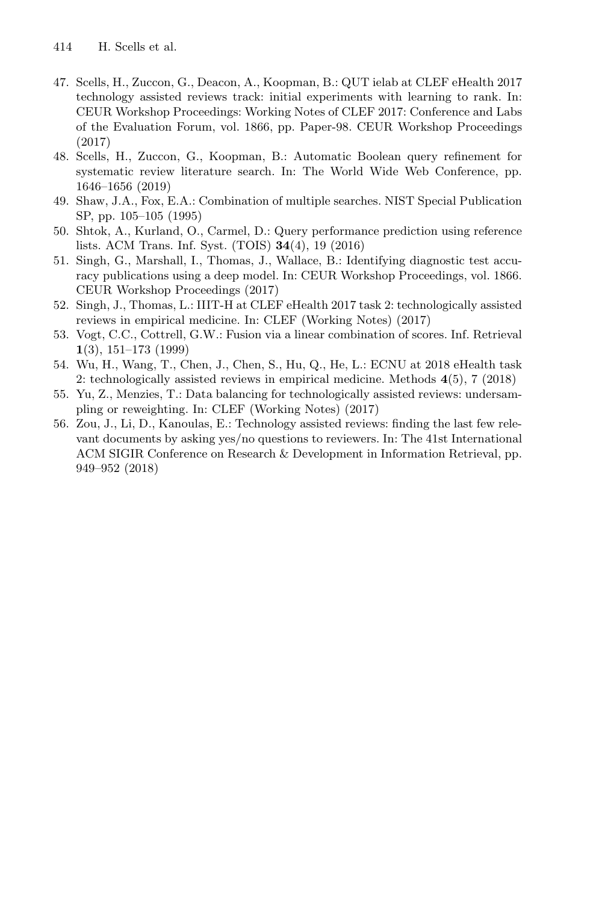47. Scells, H., Zuccon, G., Deacon, A., Koopman, B.: QUT ielab at CLEF eHealth 2017 technology assisted reviews track: initial experiments with learning to rank. In: CEUR Workshop Proceedings: Working Notes of CLEF 2017: Conference and Labs of the Evaluation Forum, vol. 1866, pp. Paper-98. CEUR Workshop Proceedings (2017)
48. Scells, H., Zuccon, G., Koopman, B.: Automatic Boolean query refinement for systematic review literature search. In: The World Wide Web Conference, pp. 1646–1656 (2019)
49. Shaw, J.A., Fox, E.A.: Combination of multiple searches. NIST Special Publication SP, pp. 105–105 (1995)
50. Shtok, A., Kurland, O., Carmel, D.: Query performance prediction using reference lists. ACM Trans. Inf. Syst. (TOIS) **34**(4), 19 (2016)
51. Singh, G., Marshall, I., Thomas, J., Wallace, B.: Identifying diagnostic test accuracy publications using a deep model. In: CEUR Workshop Proceedings, vol. 1866. CEUR Workshop Proceedings (2017)
52. Singh, J., Thomas, L.: IIIT-H at CLEF eHealth 2017 task 2: technologically assisted reviews in empirical medicine. In: CLEF (Working Notes) (2017)
53. Vogt, C.C., Cottrell, G.W.: Fusion via a linear combination of scores. Inf. Retrieval **1**(3), 151–173 (1999)
54. Wu, H., Wang, T., Chen, J., Chen, S., Hu, Q., He, L.: ECNU at 2018 eHealth task 2: technologically assisted reviews in empirical medicine. Methods **4**(5), 7 (2018)
55. Yu, Z., Menzies, T.: Data balancing for technologically assisted reviews: undersampling or reweighting. In: CLEF (Working Notes) (2017)
56. Zou, J., Li, D., Kanoulas, E.: Technology assisted reviews: finding the last few relevant documents by asking yes/no questions to reviewers. In: The 41st International ACM SIGIR Conference on Research & Development in Information Retrieval, pp. 949–952 (2018)